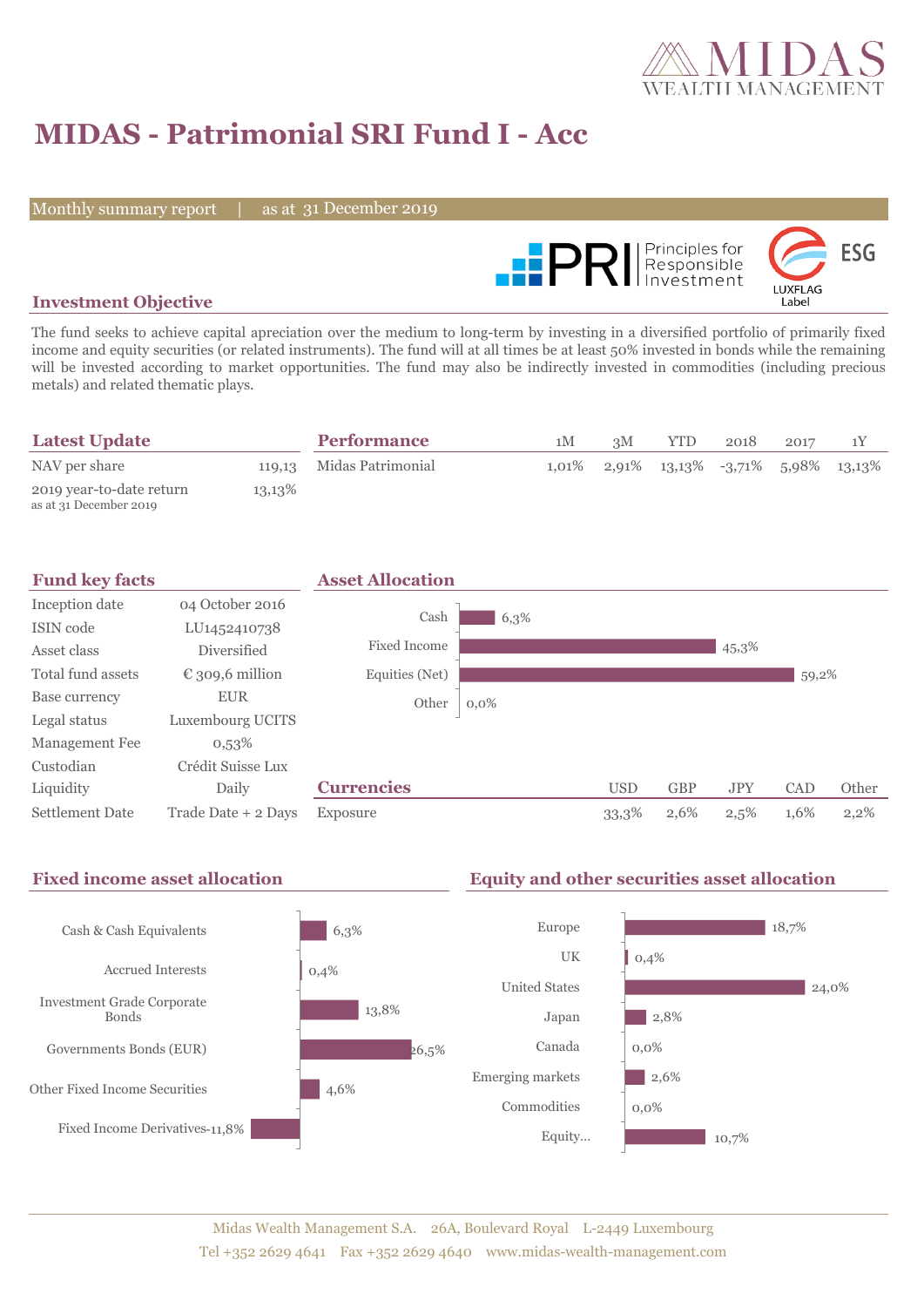# MIDAS - Patrimonial SRI Fund I - Acc

Monthly summary report | as at 31 December 2019

## Investment Objective

The fund seeks to achieve capital apreciation over the medium to long-term by investing in a diversified portfolio of primarily fixed income and equity securities (or related instruments). The fund will at all times be at least 50% invested in bonds while the remaining will be invested according to market opportunities. The fund may also be indirectly invested in commodities (including precious metals) and related thematic plays.

## Latest Update

| | |
|---|---|
| NAV per share | 119,13 |
| 2019 year-to-date return as at 31 December 2019 | 13,13% |

## Performance

| | 1M | 3M | YTD | 2018 | 2017 | 1Y |
|---|---|---|---|---|---|---|
| Midas Patrimonial | 1,01% | 2,91% | 13,13% | -3,71% | 5,98% | 13,13% |

## Fund key facts

| | |
|---|---|
| Inception date | 04 October 2016 |
| ISIN code | LU1452410738 |
| Asset class | Diversified |
| Total fund assets | € 309,6 million |
| Base currency | EUR |
| Legal status | Luxembourg UCITS |
| Management Fee | 0,53% |
| Custodian | Crédit Suisse Lux |
| Liquidity | Daily |
| Settlement Date | Trade Date + 2 Days |

## Asset Allocation

| | |
|---|---|
| Cash | 6,3% |
| Fixed Income | 45,3% |
| Equities (Net) | 59,2% |
| Other | 0,0% |

## Currencies

| | USD | GBP | JPY | CAD | Other |
|---|---|---|---|---|---|
| Exposure | 33,3% | 2,6% | 2,5% | 1,6% | 2,2% |

## Fixed income asset allocation

| | |
|---|---|
| Cash & Cash Equivalents | 6,3% |
| Accrued Interests | 0,4% |
| Investment Grade Corporate Bonds | 13,8% |
| Governments Bonds (EUR) | 26,5% |
| Other Fixed Income Securities | 4,6% |
| Fixed Income Derivatives | -11,8% |

## Equity and other securities asset allocation

| | |
|---|---|
| Europe | 18,7% |
| UK | 0,4% |
| United States | 24,0% |
| Japan | 2,8% |
| Canada | 0,0% |
| Emerging markets | 2,6% |
| Commodities | 0,0% |
| Equity... | 10,7% |

Midas Wealth Management S.A. 26A, Boulevard Royal L-2449 Luxembourg
Tel +352 2629 4641 Fax +352 2629 4640 www.midas-wealth-management.com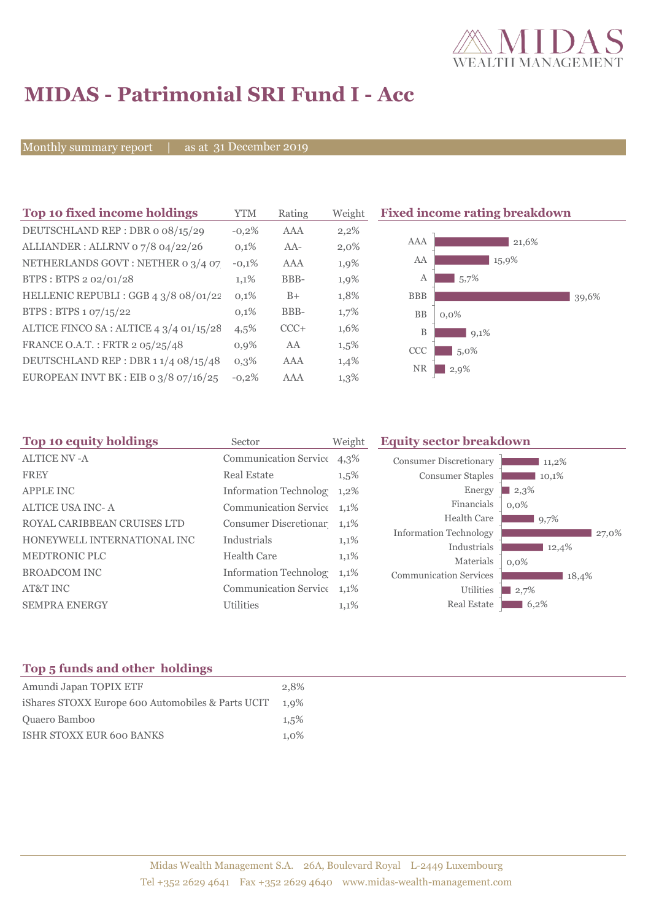# MIDAS - Patrimonial SRI Fund I - Acc

Monthly summary report | as at 31 December 2019

## Top 10 fixed income holdings

| Top 10 fixed income holdings | YTM | Rating | Weight |
|---|---|---|---|
| DEUTSCHLAND REP : DBR 0 08/15/29 | -0,2% | AAA | 2,2% |
| ALLIANDER : ALLRNV 0 7/8 04/22/26 | 0,1% | AA- | 2,0% |
| NETHERLANDS GOVT : NETHER 0 3/4 07 | -0,1% | AAA | 1,9% |
| BTPS : BTPS 2 02/01/28 | 1,1% | BBB- | 1,9% |
| HELLENIC REPUBLI : GGB 4 3/8 08/01/22 | 0,1% | B+ | 1,8% |
| BTPS : BTPS 1 07/15/22 | 0,1% | BBB- | 1,7% |
| ALTICE FINCO SA : ALTICE 4 3/4 01/15/28 | 4,5% | CCC+ | 1,6% |
| FRANCE O.A.T. : FRTR 2 05/25/48 | 0,9% | AA | 1,5% |
| DEUTSCHLAND REP : DBR 1 1/4 08/15/48 | 0,3% | AAA | 1,4% |
| EUROPEAN INVT BK : EIB 0 3/8 07/16/25 | -0,2% | AAA | 1,3% |

## Fixed income rating breakdown

| Rating | Weight |
|---|---|
| AAA | 21,6% |
| AA | 15,9% |
| A | 5,7% |
| BBB | 39,6% |
| BB | 0,0% |
| B | 9,1% |
| CCC | 5,0% |
| NR | 2,9% |

## Top 10 equity holdings

| Top 10 equity holdings | Sector | Weight |
|---|---|---|
| ALTICE NV -A | Communication Service | 4,3% |
| FREY | Real Estate | 1,5% |
| APPLE INC | Information Technolog | 1,2% |
| ALTICE USA INC- A | Communication Service | 1,1% |
| ROYAL CARIBBEAN CRUISES LTD | Consumer Discretionar | 1,1% |
| HONEYWELL INTERNATIONAL INC | Industrials | 1,1% |
| MEDTRONIC PLC | Health Care | 1,1% |
| BROADCOM INC | Information Technolog | 1,1% |
| AT&T INC | Communication Service | 1,1% |
| SEMPRA ENERGY | Utilities | 1,1% |

## Equity sector breakdown

| Sector | Weight |
|---|---|
| Consumer Discretionary | 11,2% |
| Consumer Staples | 10,1% |
| Energy | 2,3% |
| Financials | 0,0% |
| Health Care | 9,7% |
| Information Technology | 27,0% |
| Industrials | 12,4% |
| Materials | 0,0% |
| Communication Services | 18,4% |
| Utilities | 2,7% |
| Real Estate | 6,2% |

## Top 5 funds and other holdings

| Fund | Weight |
|---|---|
| Amundi Japan TOPIX ETF | 2,8% |
| iShares STOXX Europe 600 Automobiles & Parts UCIT | 1,9% |
| Quaero Bamboo | 1,5% |
| ISHR STOXX EUR 600 BANKS | 1,0% |

Midas Wealth Management S.A. 26A, Boulevard Royal L-2449 Luxembourg
Tel +352 2629 4641 Fax +352 2629 4640 www.midas-wealth-management.com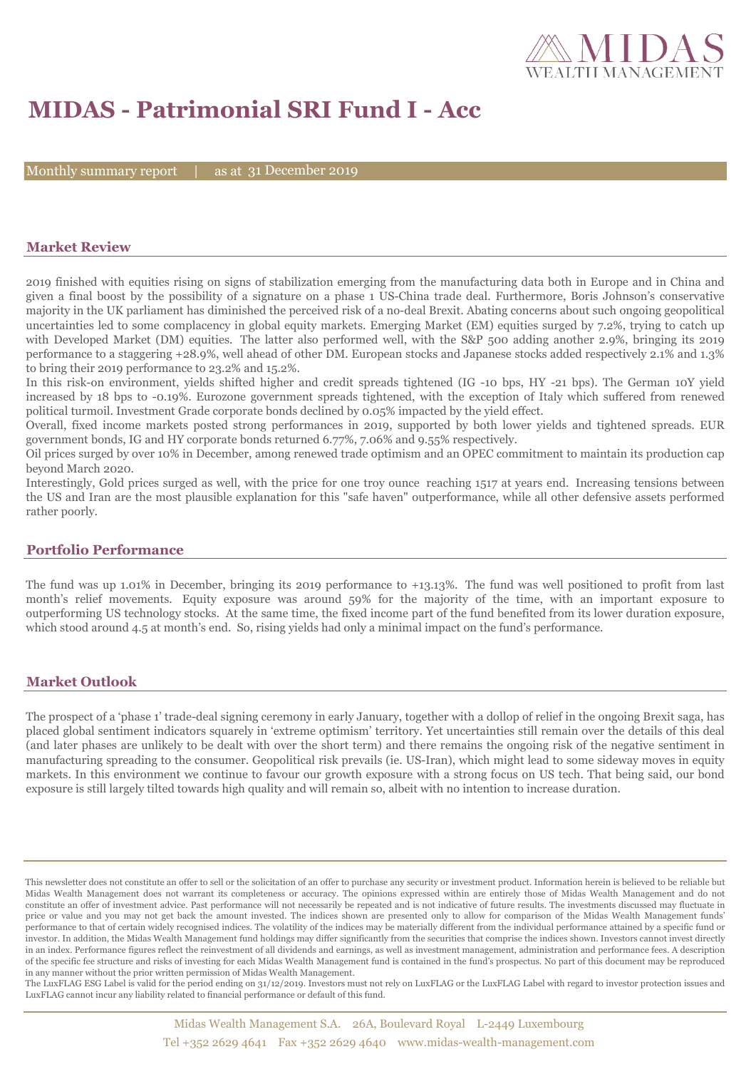# MIDAS - Patrimonial SRI Fund I - Acc

Monthly summary report | as at 31 December 2019

## Market Review

2019 finished with equities rising on signs of stabilization emerging from the manufacturing data both in Europe and in China and given a final boost by the possibility of a signature on a phase 1 US-China trade deal. Furthermore, Boris Johnson's conservative majority in the UK parliament has diminished the perceived risk of a no-deal Brexit. Abating concerns about such ongoing geopolitical uncertainties led to some complacency in global equity markets. Emerging Market (EM) equities surged by 7.2%, trying to catch up with Developed Market (DM) equities. The latter also performed well, with the S&P 500 adding another 2.9%, bringing its 2019 performance to a staggering +28.9%, well ahead of other DM. European stocks and Japanese stocks added respectively 2.1% and 1.3% to bring their 2019 performance to 23.2% and 15.2%.
In this risk-on environment, yields shifted higher and credit spreads tightened (IG -10 bps, HY -21 bps). The German 10Y yield increased by 18 bps to -0.19%. Eurozone government spreads tightened, with the exception of Italy which suffered from renewed political turmoil. Investment Grade corporate bonds declined by 0.05% impacted by the yield effect.
Overall, fixed income markets posted strong performances in 2019, supported by both lower yields and tightened spreads. EUR government bonds, IG and HY corporate bonds returned 6.77%, 7.06% and 9.55% respectively.
Oil prices surged by over 10% in December, among renewed trade optimism and an OPEC commitment to maintain its production cap beyond March 2020.
Interestingly, Gold prices surged as well, with the price for one troy ounce reaching 1517 at years end. Increasing tensions between the US and Iran are the most plausible explanation for this "safe haven" outperformance, while all other defensive assets performed rather poorly.

## Portfolio Performance

The fund was up 1.01% in December, bringing its 2019 performance to +13.13%. The fund was well positioned to profit from last month's relief movements. Equity exposure was around 59% for the majority of the time, with an important exposure to outperforming US technology stocks. At the same time, the fixed income part of the fund benefited from its lower duration exposure, which stood around 4.5 at month's end. So, rising yields had only a minimal impact on the fund's performance.

## Market Outlook

The prospect of a 'phase 1' trade-deal signing ceremony in early January, together with a dollop of relief in the ongoing Brexit saga, has placed global sentiment indicators squarely in 'extreme optimism' territory. Yet uncertainties still remain over the details of this deal (and later phases are unlikely to be dealt with over the short term) and there remains the ongoing risk of the negative sentiment in manufacturing spreading to the consumer. Geopolitical risk prevails (ie. US-Iran), which might lead to some sideway moves in equity markets. In this environment we continue to favour our growth exposure with a strong focus on US tech. That being said, our bond exposure is still largely tilted towards high quality and will remain so, albeit with no intention to increase duration.

---

This newsletter does not constitute an offer to sell or the solicitation of an offer to purchase any security or investment product. Information herein is believed to be reliable but Midas Wealth Management does not warrant its completeness or accuracy. The opinions expressed within are entirely those of Midas Wealth Management and do not constitute an offer of investment advice. Past performance will not necessarily be repeated and is not indicative of future results. The investments discussed may fluctuate in price or value and you may not get back the amount invested. The indices shown are presented only to allow for comparison of the Midas Wealth Management funds' performance to that of certain widely recognised indices. The volatility of the indices may be materially different from the individual performance attained by a specific fund or investor. In addition, the Midas Wealth Management fund holdings may differ significantly from the securities that comprise the indices shown. Investors cannot invest directly in an index. Performance figures reflect the reinvestment of all dividends and earnings, as well as investment management, administration and performance fees. A description of the specific fee structure and risks of investing for each Midas Wealth Management fund is contained in the fund's prospectus. No part of this document may be reproduced in any manner without the prior written permission of Midas Wealth Management.
The LuxFLAG ESG Label is valid for the period ending on 31/12/2019. Investors must not rely on LuxFLAG or the LuxFLAG Label with regard to investor protection issues and LuxFLAG cannot incur any liability related to financial performance or default of this fund.

Midas Wealth Management S.A. 26A, Boulevard Royal L-2449 Luxembourg
Tel +352 2629 4641 Fax +352 2629 4640 www.midas-wealth-management.com